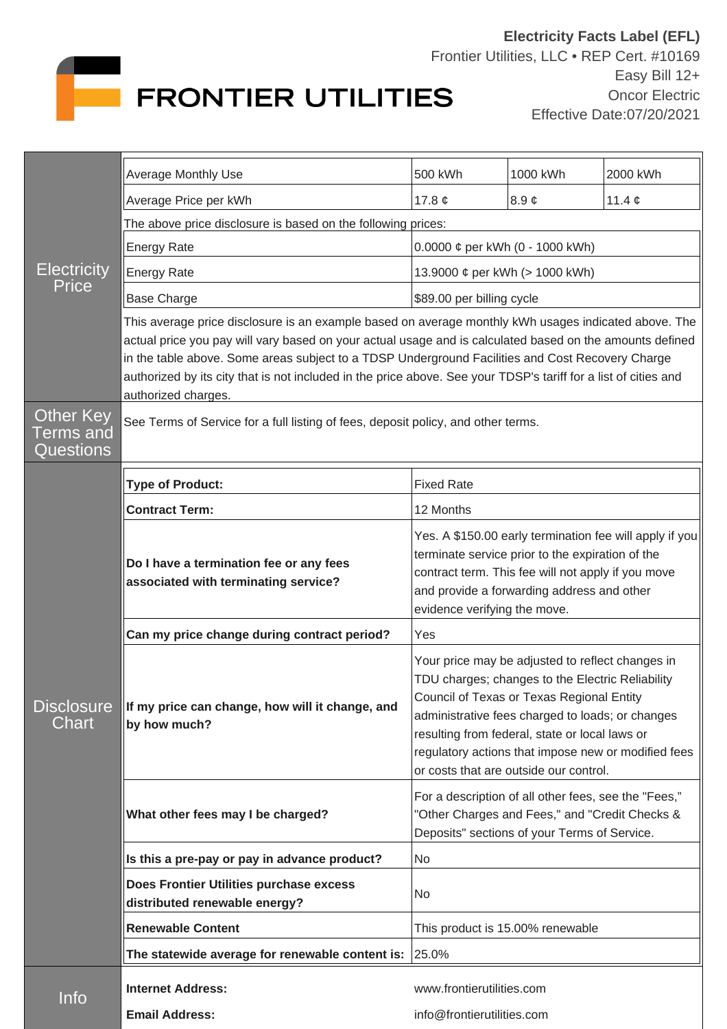**Electricity Facts Label (EFL)**
Frontier Utilities, LLC • REP Cert. #10169
Easy Bill 12+
Oncor Electric
Effective Date:07/20/2021

FRONTIER UTILITIES

## Electricity Price

| Average Monthly Use | 500 kWh | 1000 kWh | 2000 kWh |
|---|---|---|---|
| Average Price per kWh | 17.8 ¢ | 8.9 ¢ | 11.4 ¢ |

The above price disclosure is based on the following prices:

| | |
|---|---|
| Energy Rate | 0.0000 ¢ per kWh (0 - 1000 kWh) |
| Energy Rate | 13.9000 ¢ per kWh (> 1000 kWh) |
| Base Charge | $89.00 per billing cycle |

This average price disclosure is an example based on average monthly kWh usages indicated above. The actual price you pay will vary based on your actual usage and is calculated based on the amounts defined in the table above. Some areas subject to a TDSP Underground Facilities and Cost Recovery Charge authorized by its city that is not included in the price above. See your TDSP's tariff for a list of cities and authorized charges.

## Other Key Terms and Questions

See Terms of Service for a full listing of fees, deposit policy, and other terms.

## Disclosure Chart

| | |
|---|---|
| **Type of Product:** | Fixed Rate |
| **Contract Term:** | 12 Months |
| **Do I have a termination fee or any fees associated with terminating service?** | Yes. A $150.00 early termination fee will apply if you terminate service prior to the expiration of the contract term. This fee will not apply if you move and provide a forwarding address and other evidence verifying the move. |
| **Can my price change during contract period?** | Yes |
| **If my price can change, how will it change, and by how much?** | Your price may be adjusted to reflect changes in TDU charges; changes to the Electric Reliability Council of Texas or Texas Regional Entity administrative fees charged to loads; or changes resulting from federal, state or local laws or regulatory actions that impose new or modified fees or costs that are outside our control. |
| **What other fees may I be charged?** | For a description of all other fees, see the "Fees," "Other Charges and Fees," and "Credit Checks & Deposits" sections of your Terms of Service. |
| **Is this a pre-pay or pay in advance product?** | No |
| **Does Frontier Utilities purchase excess distributed renewable energy?** | No |
| **Renewable Content** | This product is 15.00% renewable |
| **The statewide average for renewable content is:** | 25.0% |

## Info

| | |
|---|---|
| **Internet Address:** | www.frontierutilities.com |
| **Email Address:** | info@frontierutilities.com |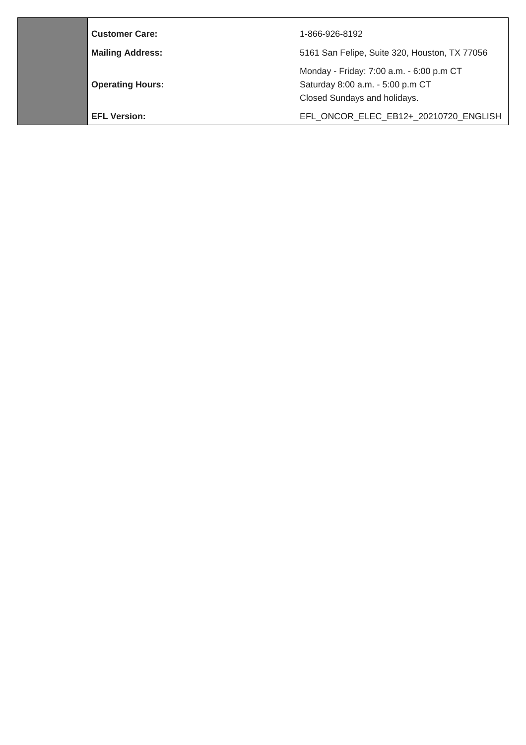| | | |
|---|---|---|
| | **Customer Care:** | 1-866-926-8192 |
| | **Mailing Address:** | 5161 San Felipe, Suite 320, Houston, TX 77056 |
| | **Operating Hours:** | Monday - Friday: 7:00 a.m. - 6:00 p.m CT<br>Saturday 8:00 a.m. - 5:00 p.m CT<br>Closed Sundays and holidays. |
| | **EFL Version:** | EFL_ONCOR_ELEC_EB12+_20210720_ENGLISH |